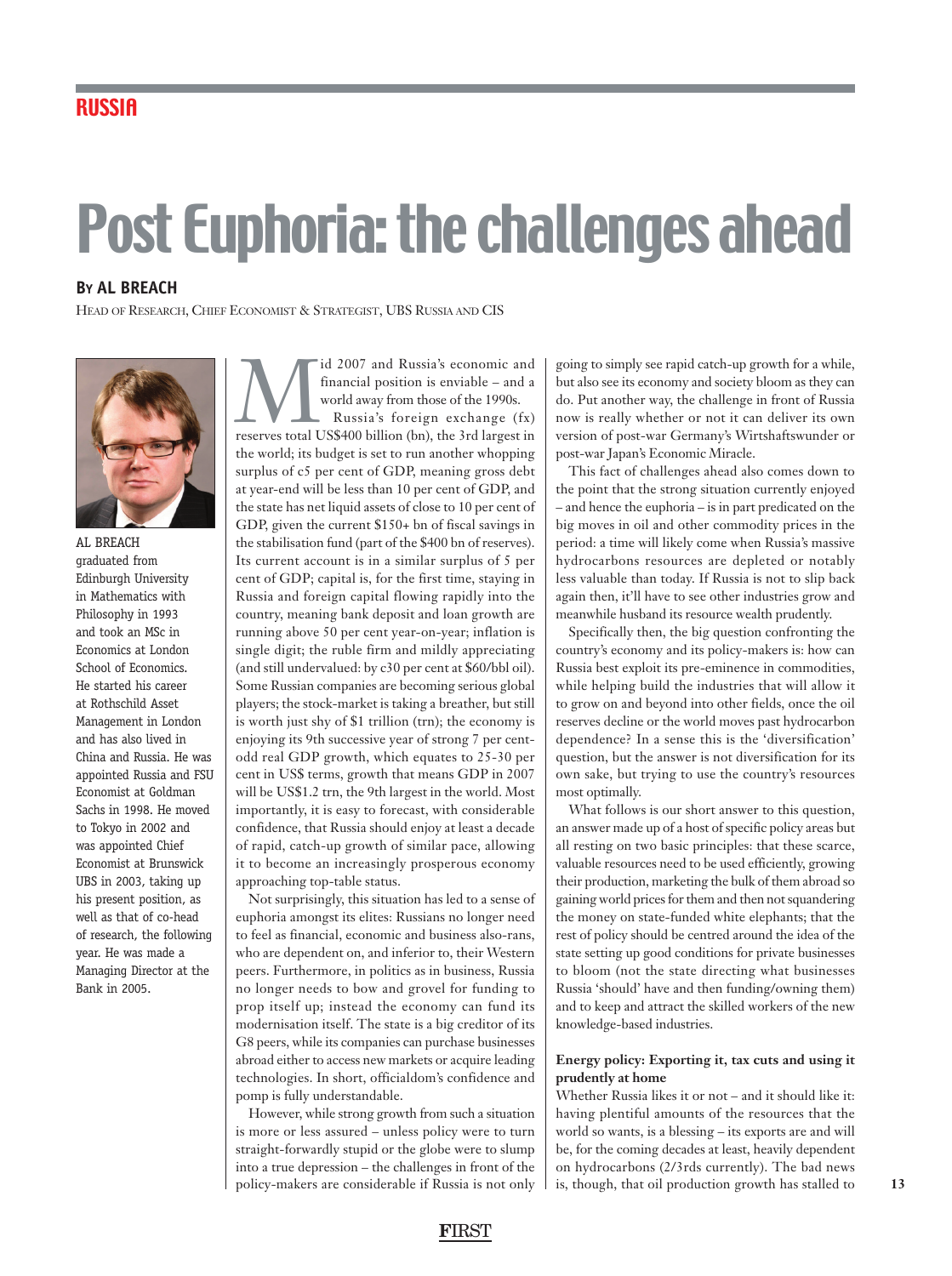RUSSIA

# Post Euphoria: the challenges ahead

**BY AL BREACH**

HEAD OF RESEARCH, CHIEF ECONOMIST & STRATEGIST, UBS RUSSIA AND CIS

AL BREACH graduated from Edinburgh University in Mathematics with Philosophy in 1993 and took an MSc in Economics at London School of Economics. He started his career at Rothschild Asset Management in London and has also lived in China and Russia. He was appointed Russia and FSU Economist at Goldman Sachs in 1998. He moved to Tokyo in 2002 and was appointed Chief Economist at Brunswick UBS in 2003, taking up his present position, as well as that of co-head of research, the following year. He was made a Managing Director at the Bank in 2005.

Mid 2007 and Russia's economic and financial position is enviable – and a world away from those of the 1990s.

Russia's foreign exchange (fx) reserves total US$400 billion (bn), the 3rd largest in the world; its budget is set to run another whopping surplus of c5 per cent of GDP, meaning gross debt at year-end will be less than 10 per cent of GDP, and the state has net liquid assets of close to 10 per cent of GDP, given the current $150+ bn of fiscal savings in the stabilisation fund (part of the $400 bn of reserves). Its current account is in a similar surplus of 5 per cent of GDP; capital is, for the first time, staying in Russia and foreign capital flowing rapidly into the country, meaning bank deposit and loan growth are running above 50 per cent year-on-year; inflation is single digit; the ruble firm and mildly appreciating (and still undervalued: by c30 per cent at $60/bbl oil). Some Russian companies are becoming serious global players; the stock-market is taking a breather, but still is worth just shy of $1 trillion (trn); the economy is enjoying its 9th successive year of strong 7 per cent-odd real GDP growth, which equates to 25-30 per cent in US$ terms, growth that means GDP in 2007 will be US$1.2 trn, the 9th largest in the world. Most importantly, it is easy to forecast, with considerable confidence, that Russia should enjoy at least a decade of rapid, catch-up growth of similar pace, allowing it to become an increasingly prosperous economy approaching top-table status.

Not surprisingly, this situation has led to a sense of euphoria amongst its elites: Russians no longer need to feel as financial, economic and business also-rans, who are dependent on, and inferior to, their Western peers. Furthermore, in politics as in business, Russia no longer needs to bow and grovel for funding to prop itself up; instead the economy can fund its modernisation itself. The state is a big creditor of its G8 peers, while its companies can purchase businesses abroad either to access new markets or acquire leading technologies. In short, officialdom's confidence and pomp is fully understandable.

However, while strong growth from such a situation is more or less assured – unless policy were to turn straight-forwardly stupid or the globe were to slump into a true depression – the challenges in front of the policy-makers are considerable if Russia is not only going to simply see rapid catch-up growth for a while, but also see its economy and society bloom as they can do. Put another way, the challenge in front of Russia now is really whether or not it can deliver its own version of post-war Germany's Wirtshaftswunder or post-war Japan's Economic Miracle.

This fact of challenges ahead also comes down to the point that the strong situation currently enjoyed – and hence the euphoria – is in part predicated on the big moves in oil and other commodity prices in the period: a time will likely come when Russia's massive hydrocarbons resources are depleted or notably less valuable than today. If Russia is not to slip back again then, it'll have to see other industries grow and meanwhile husband its resource wealth prudently.

Specifically then, the big question confronting the country's economy and its policy-makers is: how can Russia best exploit its pre-eminence in commodities, while helping build the industries that will allow it to grow on and beyond into other fields, once the oil reserves decline or the world moves past hydrocarbon dependence? In a sense this is the 'diversification' question, but the answer is not diversification for its own sake, but trying to use the country's resources most optimally.

What follows is our short answer to this question, an answer made up of a host of specific policy areas but all resting on two basic principles: that these scarce, valuable resources need to be used efficiently, growing their production, marketing the bulk of them abroad so gaining world prices for them and then not squandering the money on state-funded white elephants; that the rest of policy should be centred around the idea of the state setting up good conditions for private businesses to bloom (not the state directing what businesses Russia 'should' have and then funding/owning them) and to keep and attract the skilled workers of the new knowledge-based industries.

### Energy policy: Exporting it, tax cuts and using it prudently at home

Whether Russia likes it or not – and it should like it: having plentiful amounts of the resources that the world so wants, is a blessing – its exports are and will be, for the coming decades at least, heavily dependent on hydrocarbons (2/3rds currently). The bad news is, though, that oil production growth has stalled to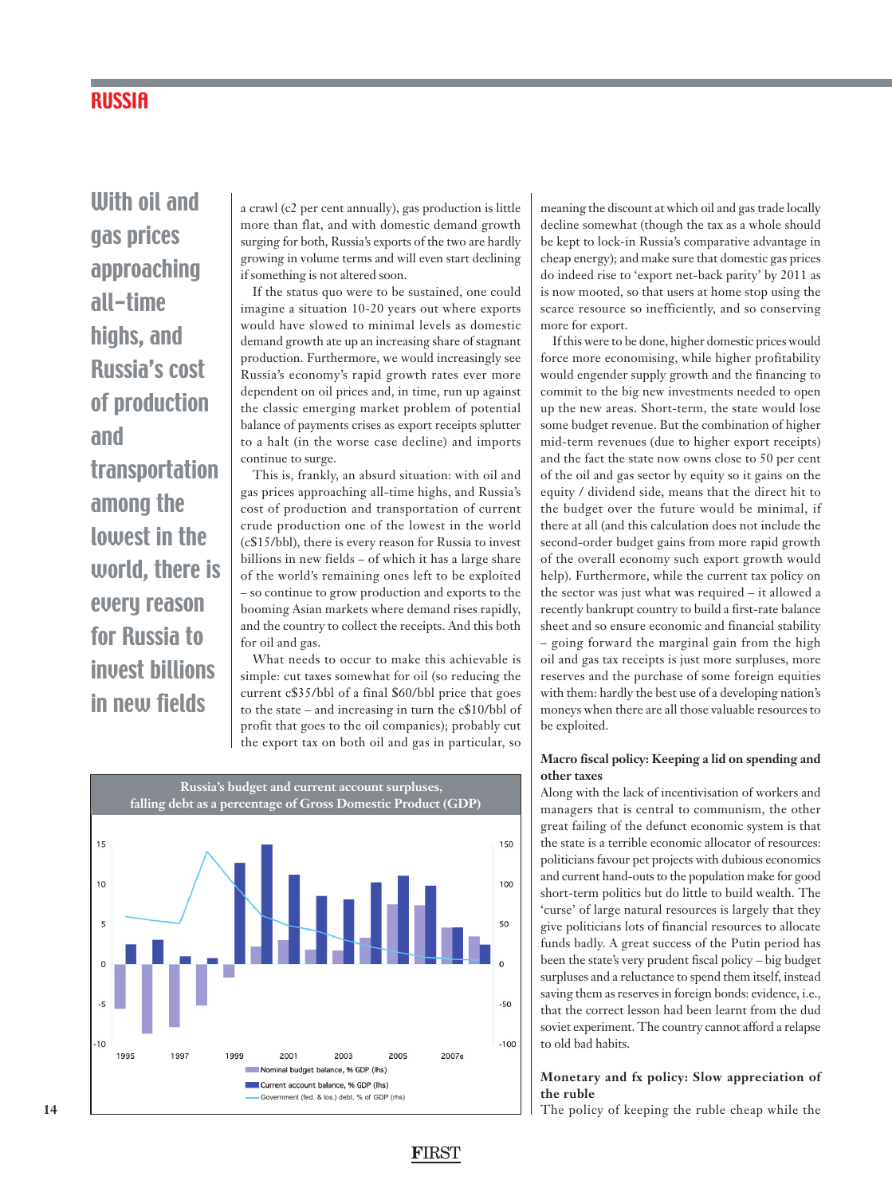With oil and gas prices approaching all-time highs, and Russia's cost of production and transportation among the lowest in the world, there is every reason for Russia to invest billions in new fields

a crawl (c2 per cent annually), gas production is little more than flat, and with domestic demand growth surging for both, Russia's exports of the two are hardly growing in volume terms and will even start declining if something is not altered soon.

If the status quo were to be sustained, one could imagine a situation 10-20 years out where exports would have slowed to minimal levels as domestic demand growth ate up an increasing share of stagnant production. Furthermore, we would increasingly see Russia's economy's rapid growth rates ever more dependent on oil prices and, in time, run up against the classic emerging market problem of potential balance of payments crises as export receipts splutter to a halt (in the worse case decline) and imports continue to surge.

This is, frankly, an absurd situation: with oil and gas prices approaching all-time highs, and Russia's cost of production and transportation of current crude production one of the lowest in the world (c$15/bbl), there is every reason for Russia to invest billions in new fields – of which it has a large share of the world's remaining ones left to be exploited – so continue to grow production and exports to the booming Asian markets where demand rises rapidly, and the country to collect the receipts. And this both for oil and gas.

What needs to occur to make this achievable is simple: cut taxes somewhat for oil (so reducing the current c$35/bbl of a final $60/bbl price that goes to the state – and increasing in turn the c$10/bbl of profit that goes to the oil companies); probably cut the export tax on both oil and gas in particular, so meaning the discount at which oil and gas trade locally decline somewhat (though the tax as a whole should be kept to lock-in Russia's comparative advantage in cheap energy); and make sure that domestic gas prices do indeed rise to 'export net-back parity' by 2011 as is now mooted, so that users at home stop using the scarce resource so inefficiently, and so conserving more for export.

If this were to be done, higher domestic prices would force more economising, while higher profitability would engender supply growth and the financing to commit to the big new investments needed to open up the new areas. Short-term, the state would lose some budget revenue. But the combination of higher mid-term revenues (due to higher export receipts) and the fact the state now owns close to 50 per cent of the oil and gas sector by equity so it gains on the equity / dividend side, means that the direct hit to the budget over the future would be minimal, if there at all (and this calculation does not include the second-order budget gains from more rapid growth of the overall economy such export growth would help). Furthermore, while the current tax policy on the sector was just what was required – it allowed a recently bankrupt country to build a first-rate balance sheet and so ensure economic and financial stability – going forward the marginal gain from the high oil and gas tax receipts is just more surpluses, more reserves and the purchase of some foreign equities with them: hardly the best use of a developing nation's moneys when there are all those valuable resources to be exploited.

**Russia's budget and current account surpluses, falling debt as a percentage of Gross Domestic Product (GDP)**

Legend: Nominal budget balance, % GDP (lhs); Current account balance, % GDP (lhs); Government (fed. & los.) debt, % of GDP (rhs)

### Macro fiscal policy: Keeping a lid on spending and other taxes

Along with the lack of incentivisation of workers and managers that is central to communism, the other great failing of the defunct economic system is that the state is a terrible economic allocator of resources: politicians favour pet projects with dubious economics and current hand-outs to the population make for good short-term politics but do little to build wealth. The 'curse' of large natural resources is largely that they give politicians lots of financial resources to allocate funds badly. A great success of the Putin period has been the state's very prudent fiscal policy – big budget surpluses and a reluctance to spend them itself, instead saving them as reserves in foreign bonds: evidence, i.e., that the correct lesson had been learnt from the dud soviet experiment. The country cannot afford a relapse to old bad habits.

### Monetary and fx policy: Slow appreciation of the ruble

The policy of keeping the ruble cheap while the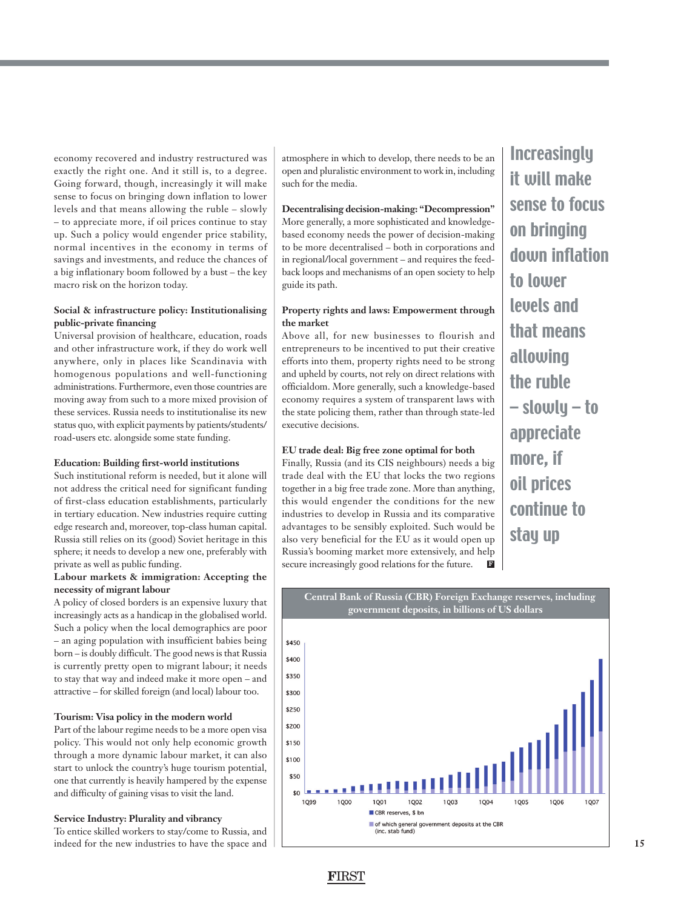economy recovered and industry restructured was exactly the right one. And it still is, to a degree. Going forward, though, increasingly it will make sense to focus on bringing down inflation to lower levels and that means allowing the ruble – slowly – to appreciate more, if oil prices continue to stay up. Such a policy would engender price stability, normal incentives in the economy in terms of savings and investments, and reduce the chances of a big inflationary boom followed by a bust – the key macro risk on the horizon today.

**Social & infrastructure policy: Institutionalising public-private financing**

Universal provision of healthcare, education, roads and other infrastructure work, if they do work well anywhere, only in places like Scandinavia with homogenous populations and well-functioning administrations. Furthermore, even those countries are moving away from such to a more mixed provision of these services. Russia needs to institutionalise its new status quo, with explicit payments by patients/students/road-users etc. alongside some state funding.

**Education: Building first-world institutions**

Such institutional reform is needed, but it alone will not address the critical need for significant funding of first-class education establishments, particularly in tertiary education. New industries require cutting edge research and, moreover, top-class human capital. Russia still relies on its (good) Soviet heritage in this sphere; it needs to develop a new one, preferably with private as well as public funding.

**Labour markets & immigration: Accepting the necessity of migrant labour**

A policy of closed borders is an expensive luxury that increasingly acts as a handicap in the globalised world. Such a policy when the local demographics are poor – an aging population with insufficient babies being born – is doubly difficult. The good news is that Russia is currently pretty open to migrant labour; it needs to stay that way and indeed make it more open – and attractive – for skilled foreign (and local) labour too.

**Tourism: Visa policy in the modern world**

Part of the labour regime needs to be a more open visa policy. This would not only help economic growth through a more dynamic labour market, it can also start to unlock the country's huge tourism potential, one that currently is heavily hampered by the expense and difficulty of gaining visas to visit the land.

**Service Industry: Plurality and vibrancy**

To entice skilled workers to stay/come to Russia, and indeed for the new industries to have the space and atmosphere in which to develop, there needs to be an open and pluralistic environment to work in, including such for the media.

**Decentralising decision-making: "Decompression"**

More generally, a more sophisticated and knowledge-based economy needs the power of decision-making to be more decentralised – both in corporations and in regional/local government – and requires the feed-back loops and mechanisms of an open society to help guide its path.

**Property rights and laws: Empowerment through the market**

Above all, for new businesses to flourish and entrepreneurs to be incentived to put their creative efforts into them, property rights need to be strong and upheld by courts, not rely on direct relations with officialdom. More generally, such a knowledge-based economy requires a system of transparent laws with the state policing them, rather than through state-led executive decisions.

**EU trade deal: Big free zone optimal for both**

Finally, Russia (and its CIS neighbours) needs a big trade deal with the EU that locks the two regions together in a big free trade zone. More than anything, this would engender the conditions for the new industries to develop in Russia and its comparative advantages to be sensibly exploited. Such would be also very beneficial for the EU as it would open up Russia's booming market more extensively, and help secure increasingly good relations for the future.

> **Increasingly it will make sense to focus on bringing down inflation to lower levels and that means allowing the ruble – slowly – to appreciate more, if oil prices continue to stay up**

**Central Bank of Russia (CBR) Foreign Exchange reserves, including government deposits, in billions of US dollars**

$450
$400
$350
$300
$250
$200
$150
$100
$50
$0
1Q99 1Q00 1Q01 1Q02 1Q03 1Q04 1Q05 1Q06 1Q07

CBR reserves, $ bn

of which general government deposits at the CBR (inc. stab fund)